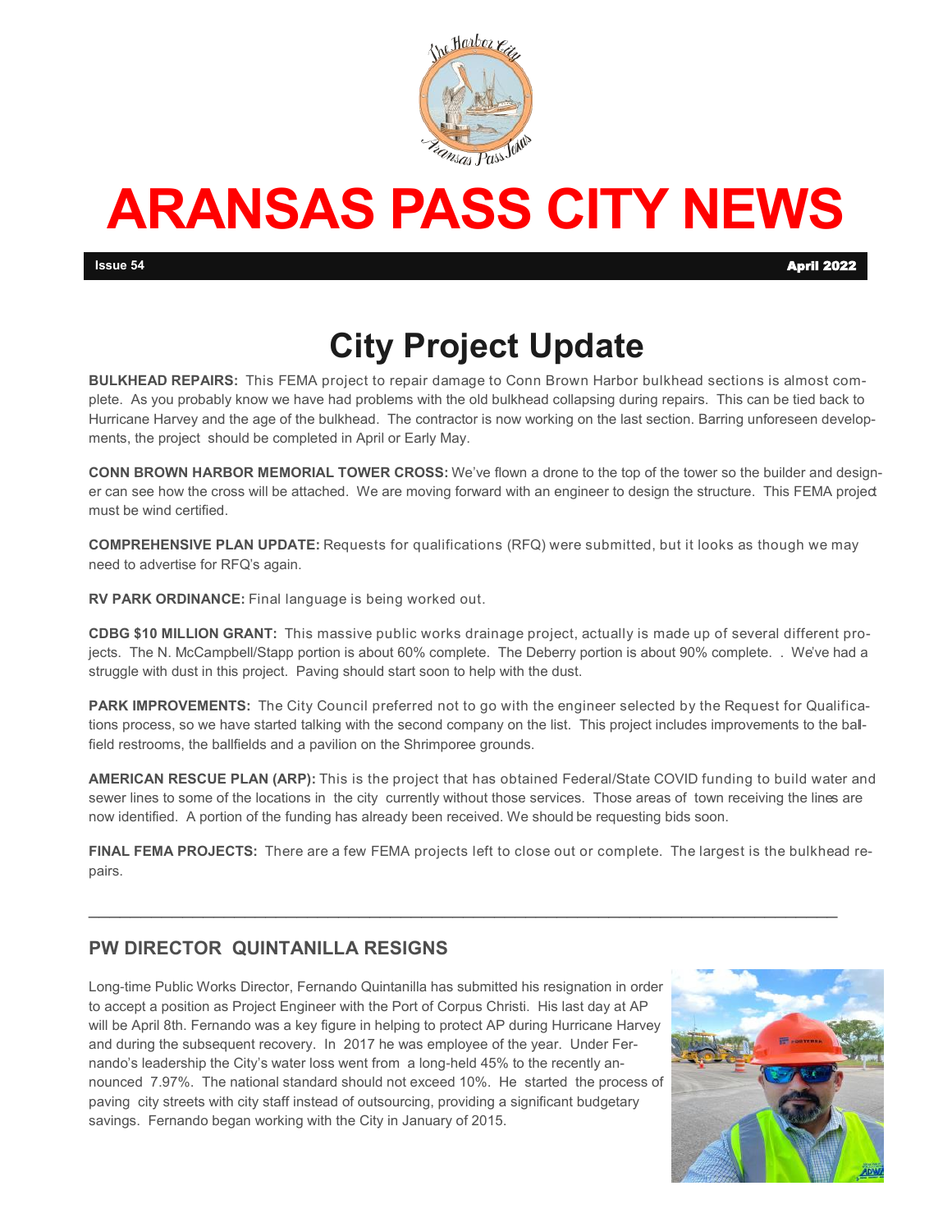# ARANSAS PASS CITY NEWS

**Issue 54** **April 2022**

## City Project Update

**BULKHEAD REPAIRS:** This FEMA project to repair damage to Conn Brown Harbor bulkhead sections is almost complete. As you probably know we have had problems with the old bulkhead collapsing during repairs. This can be tied back to Hurricane Harvey and the age of the bulkhead. The contractor is now working on the last section. Barring unforeseen developments, the project should be completed in April or Early May.

**CONN BROWN HARBOR MEMORIAL TOWER CROSS:** We've flown a drone to the top of the tower so the builder and designer can see how the cross will be attached. We are moving forward with an engineer to design the structure. This FEMA project must be wind certified.

**COMPREHENSIVE PLAN UPDATE:** Requests for qualifications (RFQ) were submitted, but it looks as though we may need to advertise for RFQ's again.

**RV PARK ORDINANCE:** Final language is being worked out.

**CDBG $10 MILLION GRANT:** This massive public works drainage project, actually is made up of several different projects. The N. McCampbell/Stapp portion is about 60% complete. The Deberry portion is about 90% complete. . We've had a struggle with dust in this project. Paving should start soon to help with the dust.

**PARK IMPROVEMENTS:** The City Council preferred not to go with the engineer selected by the Request for Qualifications process, so we have started talking with the second company on the list. This project includes improvements to the ballfield restrooms, the ballfields and a pavilion on the Shrimporee grounds.

**AMERICAN RESCUE PLAN (ARP):** This is the project that has obtained Federal/State COVID funding to build water and sewer lines to some of the locations in the city currently without those services. Those areas of town receiving the lines are now identified. A portion of the funding has already been received. We should be requesting bids soon.

**FINAL FEMA PROJECTS:** There are a few FEMA projects left to close out or complete. The largest is the bulkhead repairs.

---

### PW DIRECTOR QUINTANILLA RESIGNS

Long-time Public Works Director, Fernando Quintanilla has submitted his resignation in order to accept a position as Project Engineer with the Port of Corpus Christi. His last day at AP will be April 8th. Fernando was a key figure in helping to protect AP during Hurricane Harvey and during the subsequent recovery. In 2017 he was employee of the year. Under Fernando's leadership the City's water loss went from a long-held 45% to the recently announced 7.97%. The national standard should not exceed 10%. He started the process of paving city streets with city staff instead of outsourcing, providing a significant budgetary savings. Fernando began working with the City in January of 2015.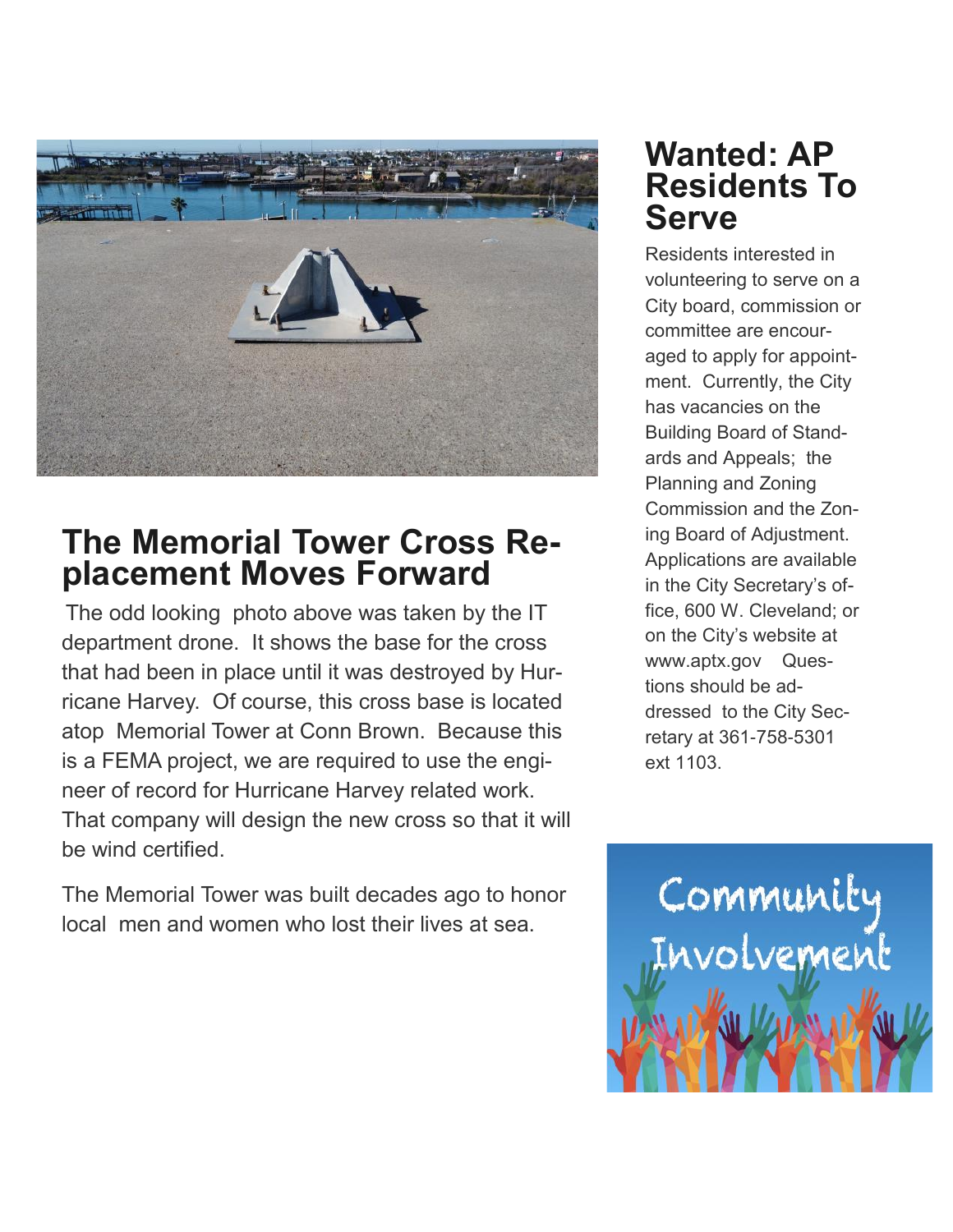## The Memorial Tower Cross Replacement Moves Forward

The odd looking photo above was taken by the IT department drone. It shows the base for the cross that had been in place until it was destroyed by Hurricane Harvey. Of course, this cross base is located atop Memorial Tower at Conn Brown. Because this is a FEMA project, we are required to use the engineer of record for Hurricane Harvey related work. That company will design the new cross so that it will be wind certified.

The Memorial Tower was built decades ago to honor local men and women who lost their lives at sea.

## Wanted: AP Residents To Serve

Residents interested in volunteering to serve on a City board, commission or committee are encouraged to apply for appointment. Currently, the City has vacancies on the Building Board of Standards and Appeals; the Planning and Zoning Commission and the Zoning Board of Adjustment. Applications are available in the City Secretary's office, 600 W. Cleveland; or on the City's website at www.aptx.gov Questions should be addressed to the City Secretary at 361-758-5301 ext 1103.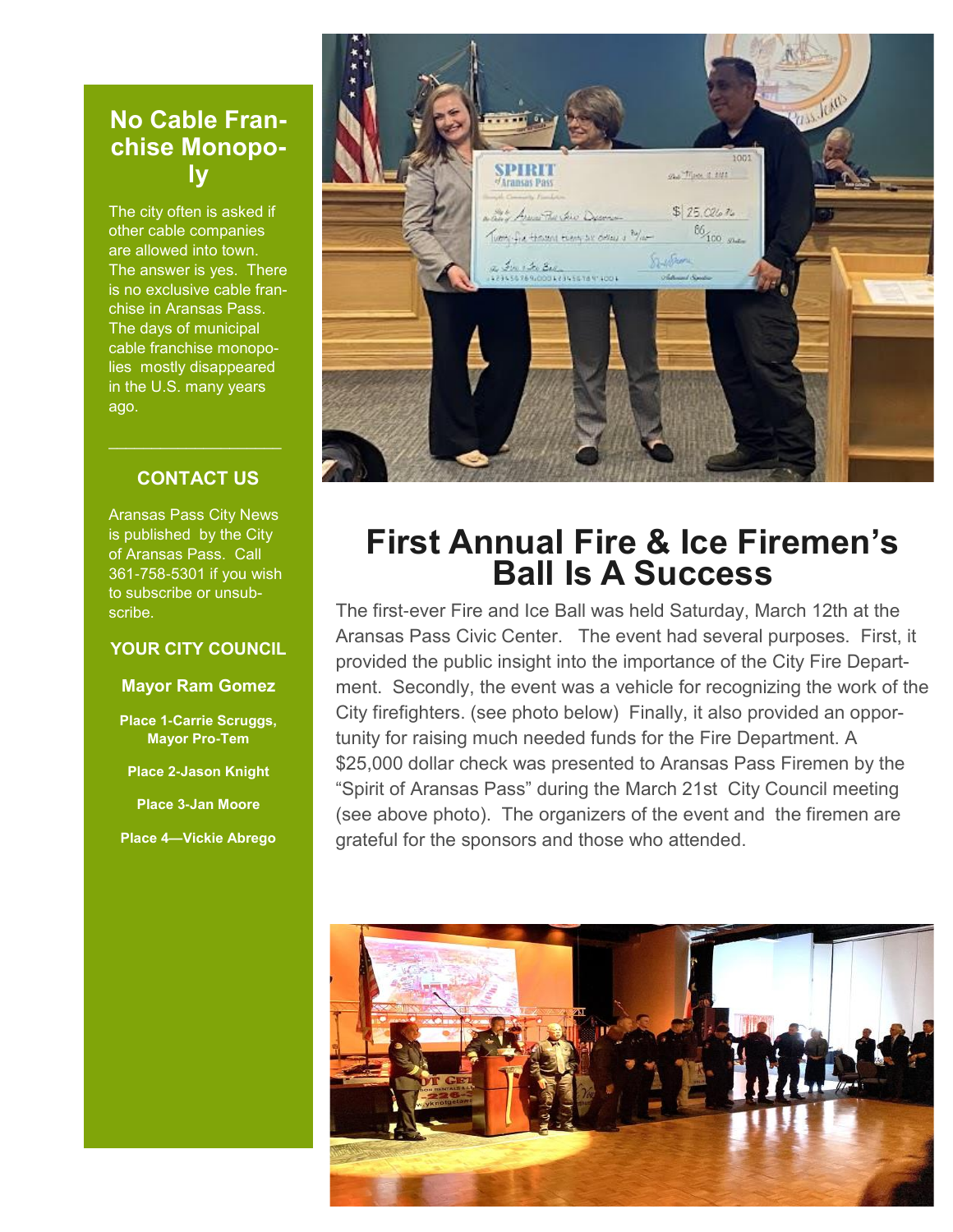## No Cable Franchise Monopoly

The city often is asked if other cable companies are allowed into town. The answer is yes. There is no exclusive cable franchise in Aransas Pass. The days of municipal cable franchise monopolies mostly disappeared in the U.S. many years ago.

---

### CONTACT US

Aransas Pass City News is published by the City of Aransas Pass. Call 361-758-5301 if you wish to subscribe or unsubscribe.

### YOUR CITY COUNCIL

**Mayor Ram Gomez**

**Place 1-Carrie Scruggs, Mayor Pro-Tem**

**Place 2-Jason Knight**

**Place 3-Jan Moore**

**Place 4—Vickie Abrego**

# First Annual Fire & Ice Firemen's Ball Is A Success

The first-ever Fire and Ice Ball was held Saturday, March 12th at the Aransas Pass Civic Center. The event had several purposes. First, it provided the public insight into the importance of the City Fire Department. Secondly, the event was a vehicle for recognizing the work of the City firefighters. (see photo below) Finally, it also provided an opportunity for raising much needed funds for the Fire Department. A $25,000 dollar check was presented to Aransas Pass Firemen by the "Spirit of Aransas Pass" during the March 21st City Council meeting (see above photo). The organizers of the event and the firemen are grateful for the sponsors and those who attended.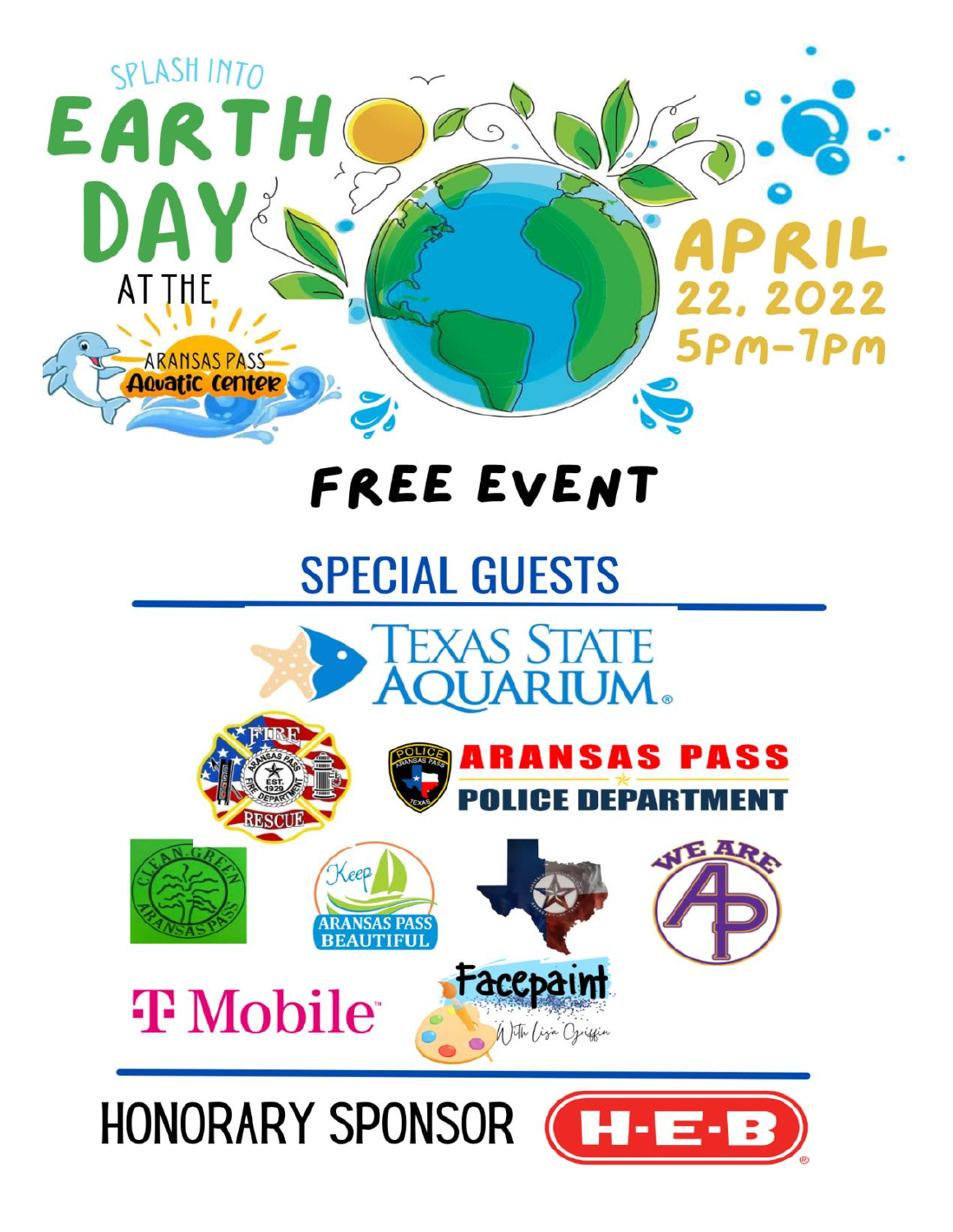SPLASH INTO

# EARTH DAY

AT THE

ARANSAS PASS Aquatic Center

APRIL 22, 2022
5PM-7PM

## FREE EVENT

## SPECIAL GUESTS

TEXAS STATE AQUARIUM

FIRE RESCUE

ARANSAS PASS POLICE DEPARTMENT

CLEAN GREEN ARANSAS PASS

Keep ARANSAS PASS BEAUTIFUL

WE ARE AP

T Mobile

Facepaint With Lisa Griffin

## HONORARY SPONSOR

H-E-B